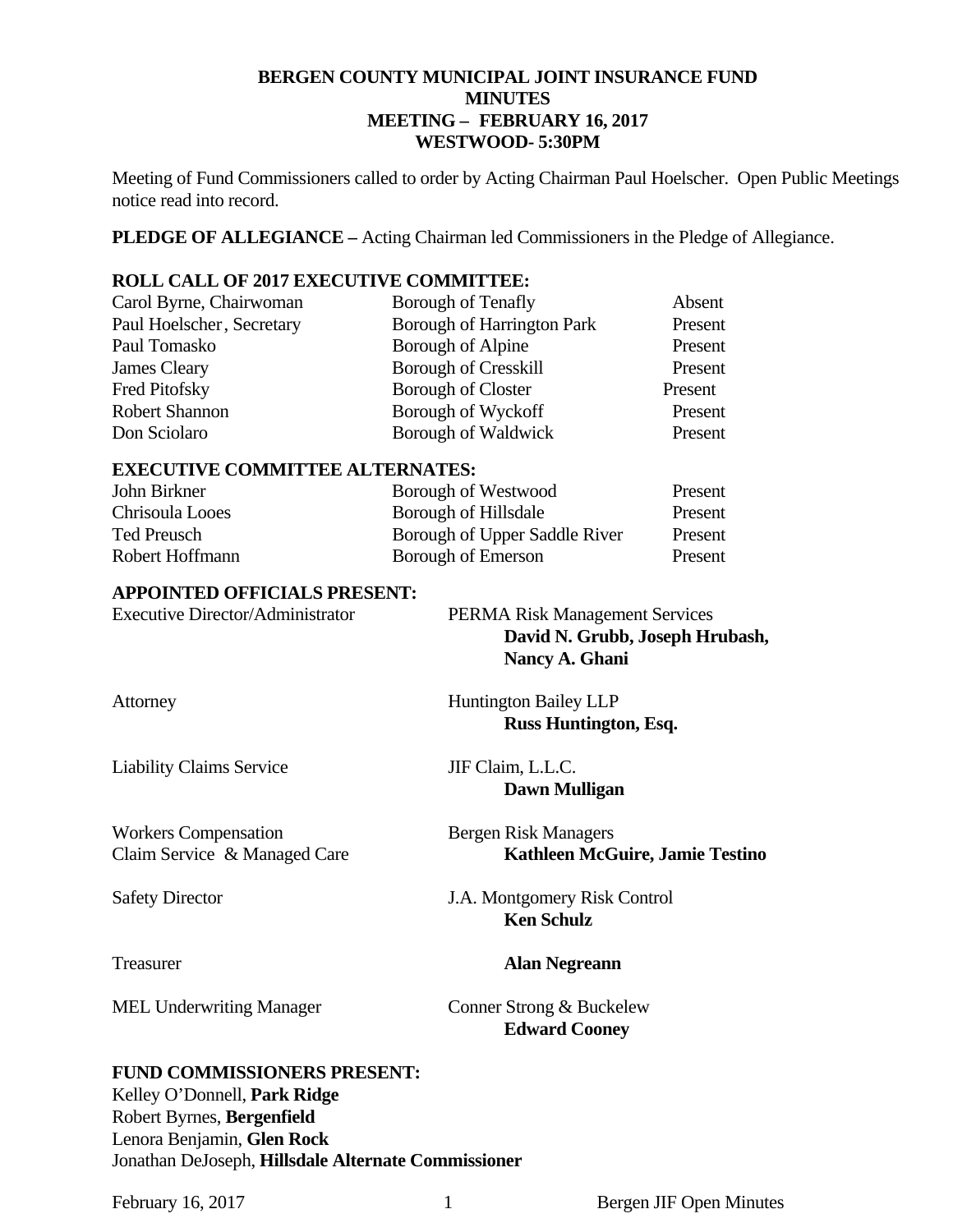**BERGEN COUNTY MUNICIPAL JOINT INSURANCE FUND**
**MINUTES**
**MEETING – FEBRUARY 16, 2017**
**WESTWOOD- 5:30PM**

Meeting of Fund Commissioners called to order by Acting Chairman Paul Hoelscher. Open Public Meetings notice read into record.

**PLEDGE OF ALLEGIANCE –** Acting Chairman led Commissioners in the Pledge of Allegiance.

**ROLL CALL OF 2017 EXECUTIVE COMMITTEE:**

| | | |
|---|---|---|
| Carol Byrne, Chairwoman | Borough of Tenafly | Absent |
| Paul Hoelscher, Secretary | Borough of Harrington Park | Present |
| Paul Tomasko | Borough of Alpine | Present |
| James Cleary | Borough of Cresskill | Present |
| Fred Pitofsky | Borough of Closter | Present |
| Robert Shannon | Borough of Wyckoff | Present |
| Don Sciolaro | Borough of Waldwick | Present |

**EXECUTIVE COMMITTEE ALTERNATES:**

| | | |
|---|---|---|
| John Birkner | Borough of Westwood | Present |
| Chrisoula Looes | Borough of Hillsdale | Present |
| Ted Preusch | Borough of Upper Saddle River | Present |
| Robert Hoffmann | Borough of Emerson | Present |

**APPOINTED OFFICIALS PRESENT:**

| | |
|---|---|
| Executive Director/Administrator | PERMA Risk Management Services<br>**David N. Grubb, Joseph Hrubash, Nancy A. Ghani** |
| Attorney | Huntington Bailey LLP<br>**Russ Huntington, Esq.** |
| Liability Claims Service | JIF Claim, L.L.C.<br>**Dawn Mulligan** |
| Workers Compensation Claim Service & Managed Care | Bergen Risk Managers<br>**Kathleen McGuire, Jamie Testino** |
| Safety Director | J.A. Montgomery Risk Control<br>**Ken Schulz** |
| Treasurer | **Alan Negreann** |
| MEL Underwriting Manager | Conner Strong & Buckelew<br>**Edward Cooney** |

**FUND COMMISSIONERS PRESENT:**

Kelley O'Donnell, **Park Ridge**
Robert Byrnes, **Bergenfield**
Lenora Benjamin, **Glen Rock**
Jonathan DeJoseph, **Hillsdale Alternate Commissioner**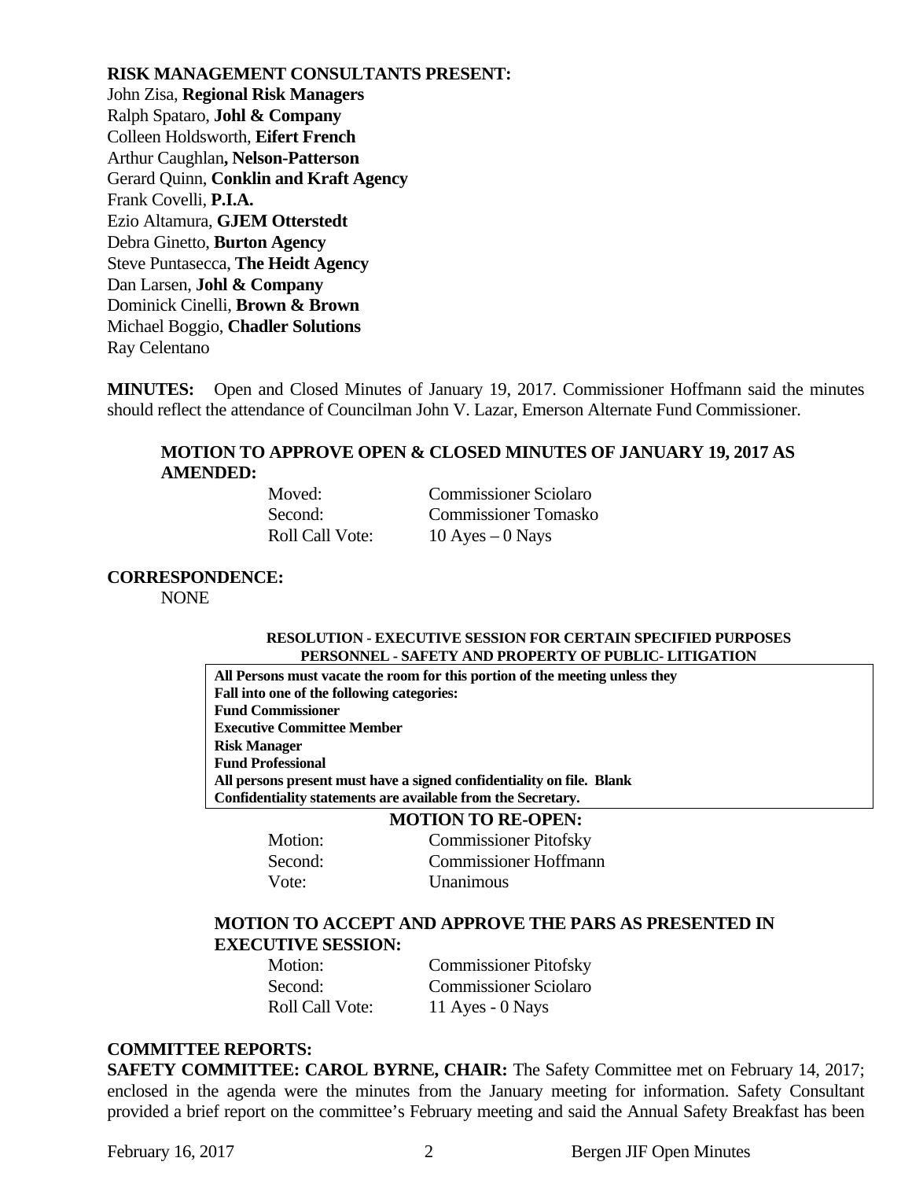**RISK MANAGEMENT CONSULTANTS PRESENT:**

John Zisa, **Regional Risk Managers**
Ralph Spataro, **Johl & Company**
Colleen Holdsworth, **Eifert French**
Arthur Caughlan**, Nelson-Patterson**
Gerard Quinn, **Conklin and Kraft Agency**
Frank Covelli, **P.I.A.**
Ezio Altamura, **GJEM Otterstedt**
Debra Ginetto, **Burton Agency**
Steve Puntasecca, **The Heidt Agency**
Dan Larsen, **Johl & Company**
Dominick Cinelli, **Brown & Brown**
Michael Boggio, **Chadler Solutions**
Ray Celentano

**MINUTES:** Open and Closed Minutes of January 19, 2017. Commissioner Hoffmann said the minutes should reflect the attendance of Councilman John V. Lazar, Emerson Alternate Fund Commissioner.

**MOTION TO APPROVE OPEN & CLOSED MINUTES OF JANUARY 19, 2017 AS AMENDED:**

| | |
|---|---|
| Moved: | Commissioner Sciolaro |
| Second: | Commissioner Tomasko |
| Roll Call Vote: | 10 Ayes – 0 Nays |

**CORRESPONDENCE:**

NONE

**RESOLUTION - EXECUTIVE SESSION FOR CERTAIN SPECIFIED PURPOSES**
**PERSONNEL - SAFETY AND PROPERTY OF PUBLIC- LITIGATION**

**All Persons must vacate the room for this portion of the meeting unless they Fall into one of the following categories:**
**Fund Commissioner**
**Executive Committee Member**
**Risk Manager**
**Fund Professional**
**All persons present must have a signed confidentiality on file. Blank Confidentiality statements are available from the Secretary.**

**MOTION TO RE-OPEN:**

| | |
|---|---|
| Motion: | Commissioner Pitofsky |
| Second: | Commissioner Hoffmann |
| Vote: | Unanimous |

**MOTION TO ACCEPT AND APPROVE THE PARS AS PRESENTED IN EXECUTIVE SESSION:**

| | |
|---|---|
| Motion: | Commissioner Pitofsky |
| Second: | Commissioner Sciolaro |
| Roll Call Vote: | 11 Ayes - 0 Nays |

**COMMITTEE REPORTS:**

**SAFETY COMMITTEE: CAROL BYRNE, CHAIR:** The Safety Committee met on February 14, 2017; enclosed in the agenda were the minutes from the January meeting for information. Safety Consultant provided a brief report on the committee's February meeting and said the Annual Safety Breakfast has been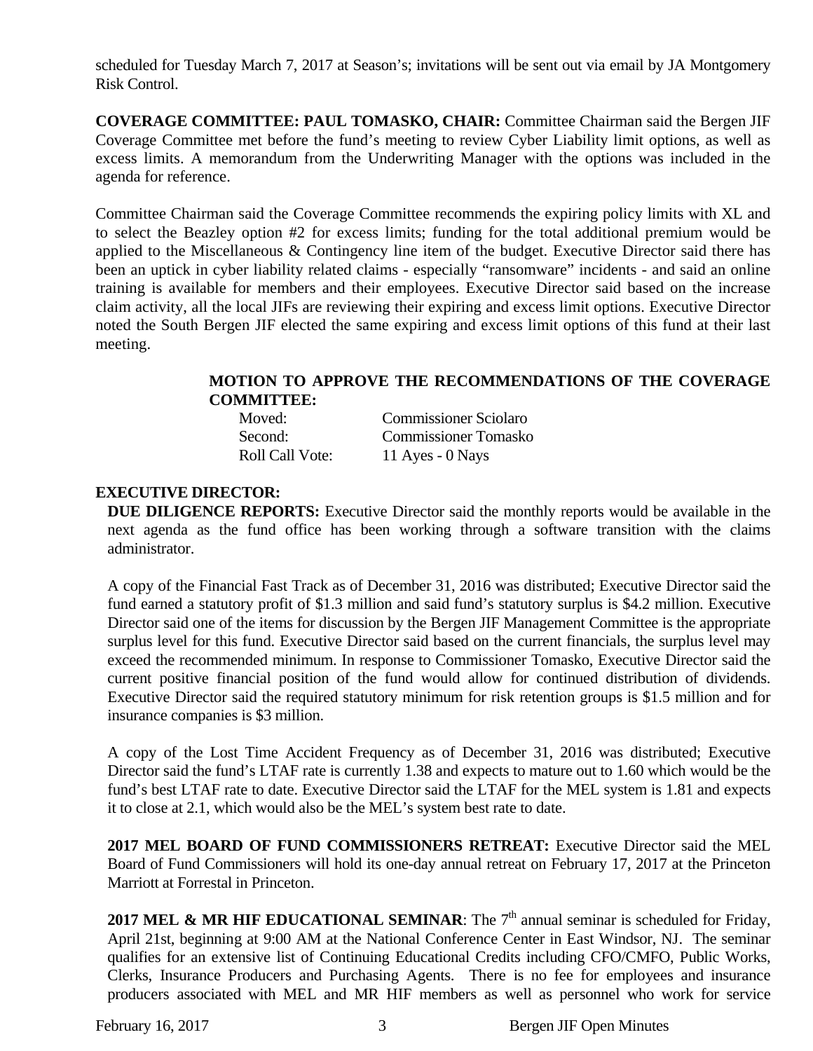scheduled for Tuesday March 7, 2017 at Season's; invitations will be sent out via email by JA Montgomery Risk Control.

**COVERAGE COMMITTEE: PAUL TOMASKO, CHAIR:** Committee Chairman said the Bergen JIF Coverage Committee met before the fund's meeting to review Cyber Liability limit options, as well as excess limits. A memorandum from the Underwriting Manager with the options was included in the agenda for reference.

Committee Chairman said the Coverage Committee recommends the expiring policy limits with XL and to select the Beazley option #2 for excess limits; funding for the total additional premium would be applied to the Miscellaneous & Contingency line item of the budget. Executive Director said there has been an uptick in cyber liability related claims - especially "ransomware" incidents - and said an online training is available for members and their employees. Executive Director said based on the increase claim activity, all the local JIFs are reviewing their expiring and excess limit options. Executive Director noted the South Bergen JIF elected the same expiring and excess limit options of this fund at their last meeting.

**MOTION TO APPROVE THE RECOMMENDATIONS OF THE COVERAGE COMMITTEE:**

| | |
|---|---|
| Moved: | Commissioner Sciolaro |
| Second: | Commissioner Tomasko |
| Roll Call Vote: | 11 Ayes - 0 Nays |

**EXECUTIVE DIRECTOR:**

**DUE DILIGENCE REPORTS:** Executive Director said the monthly reports would be available in the next agenda as the fund office has been working through a software transition with the claims administrator.

A copy of the Financial Fast Track as of December 31, 2016 was distributed; Executive Director said the fund earned a statutory profit of $1.3 million and said fund's statutory surplus is $4.2 million. Executive Director said one of the items for discussion by the Bergen JIF Management Committee is the appropriate surplus level for this fund. Executive Director said based on the current financials, the surplus level may exceed the recommended minimum. In response to Commissioner Tomasko, Executive Director said the current positive financial position of the fund would allow for continued distribution of dividends. Executive Director said the required statutory minimum for risk retention groups is $1.5 million and for insurance companies is $3 million.

A copy of the Lost Time Accident Frequency as of December 31, 2016 was distributed; Executive Director said the fund's LTAF rate is currently 1.38 and expects to mature out to 1.60 which would be the fund's best LTAF rate to date. Executive Director said the LTAF for the MEL system is 1.81 and expects it to close at 2.1, which would also be the MEL's system best rate to date.

**2017 MEL BOARD OF FUND COMMISSIONERS RETREAT:** Executive Director said the MEL Board of Fund Commissioners will hold its one-day annual retreat on February 17, 2017 at the Princeton Marriott at Forrestal in Princeton.

**2017 MEL & MR HIF EDUCATIONAL SEMINAR**: The 7th annual seminar is scheduled for Friday, April 21st, beginning at 9:00 AM at the National Conference Center in East Windsor, NJ. The seminar qualifies for an extensive list of Continuing Educational Credits including CFO/CMFO, Public Works, Clerks, Insurance Producers and Purchasing Agents. There is no fee for employees and insurance producers associated with MEL and MR HIF members as well as personnel who work for service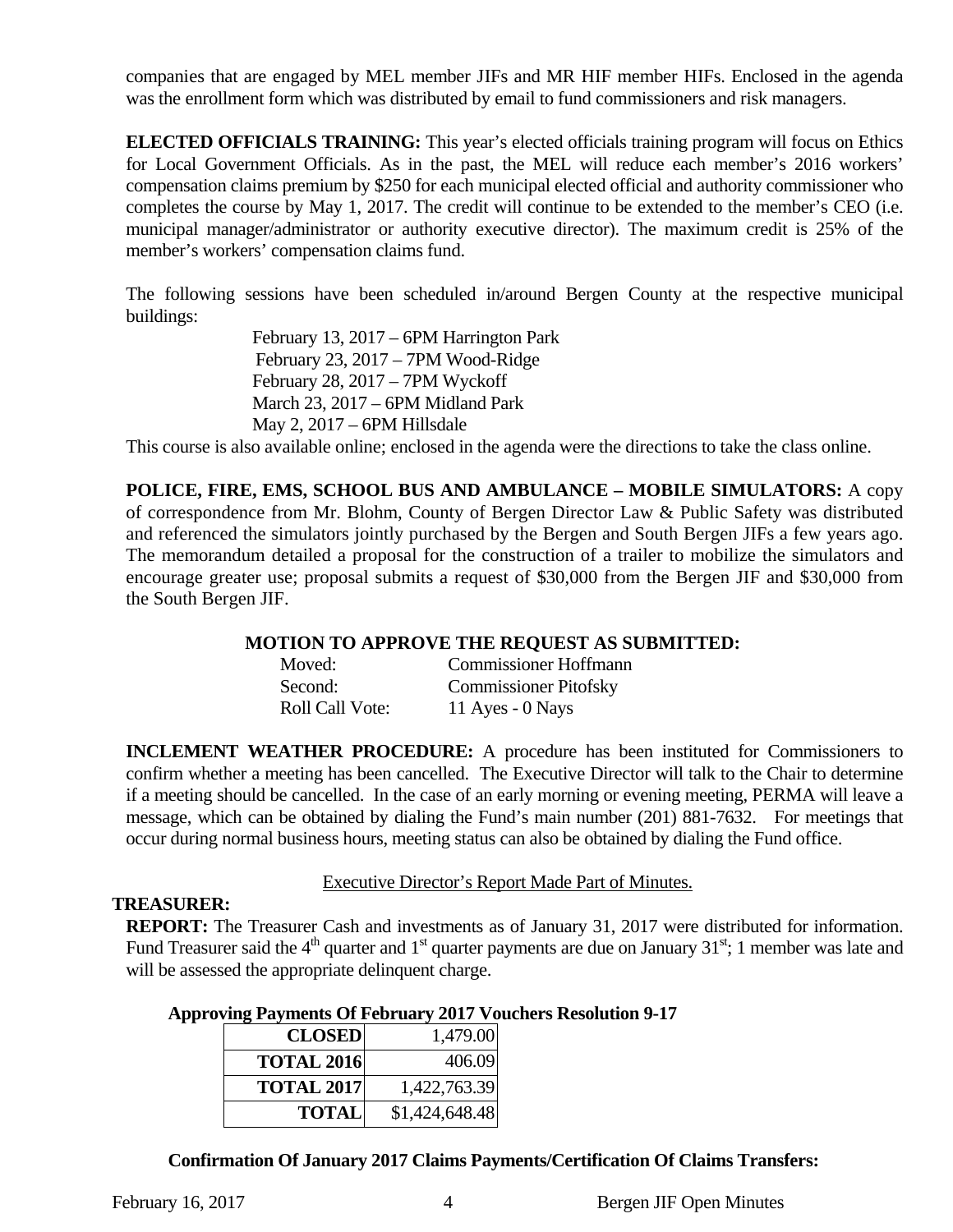companies that are engaged by MEL member JIFs and MR HIF member HIFs. Enclosed in the agenda was the enrollment form which was distributed by email to fund commissioners and risk managers.

**ELECTED OFFICIALS TRAINING:** This year's elected officials training program will focus on Ethics for Local Government Officials. As in the past, the MEL will reduce each member's 2016 workers' compensation claims premium by $250 for each municipal elected official and authority commissioner who completes the course by May 1, 2017. The credit will continue to be extended to the member's CEO (i.e. municipal manager/administrator or authority executive director). The maximum credit is 25% of the member's workers' compensation claims fund.

The following sessions have been scheduled in/around Bergen County at the respective municipal buildings:

February 13, 2017 – 6PM Harrington Park
February 23, 2017 – 7PM Wood-Ridge
February 28, 2017 – 7PM Wyckoff
March 23, 2017 – 6PM Midland Park
May 2, 2017 – 6PM Hillsdale

This course is also available online; enclosed in the agenda were the directions to take the class online.

**POLICE, FIRE, EMS, SCHOOL BUS AND AMBULANCE – MOBILE SIMULATORS:** A copy of correspondence from Mr. Blohm, County of Bergen Director Law & Public Safety was distributed and referenced the simulators jointly purchased by the Bergen and South Bergen JIFs a few years ago. The memorandum detailed a proposal for the construction of a trailer to mobilize the simulators and encourage greater use; proposal submits a request of $30,000 from the Bergen JIF and $30,000 from the South Bergen JIF.

**MOTION TO APPROVE THE REQUEST AS SUBMITTED:**

Moved: Commissioner Hoffmann
Second: Commissioner Pitofsky
Roll Call Vote: 11 Ayes - 0 Nays

**INCLEMENT WEATHER PROCEDURE:** A procedure has been instituted for Commissioners to confirm whether a meeting has been cancelled. The Executive Director will talk to the Chair to determine if a meeting should be cancelled. In the case of an early morning or evening meeting, PERMA will leave a message, which can be obtained by dialing the Fund's main number (201) 881-7632. For meetings that occur during normal business hours, meeting status can also be obtained by dialing the Fund office.

Executive Director's Report Made Part of Minutes.

**TREASURER:**

**REPORT:** The Treasurer Cash and investments as of January 31, 2017 were distributed for information. Fund Treasurer said the 4th quarter and 1st quarter payments are due on January 31st; 1 member was late and will be assessed the appropriate delinquent charge.

**Approving Payments Of February 2017 Vouchers Resolution 9-17**

| | |
|---|---|
| **CLOSED** | 1,479.00 |
| **TOTAL 2016** | 406.09 |
| **TOTAL 2017** | 1,422,763.39 |
| **TOTAL** | $1,424,648.48 |

**Confirmation Of January 2017 Claims Payments/Certification Of Claims Transfers:**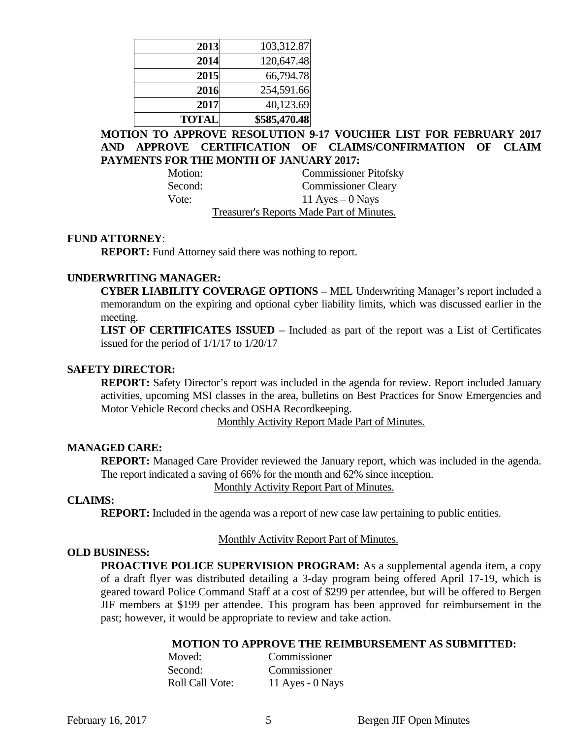| | |
|---|---|
| **2013** | 103,312.87 |
| **2014** | 120,647.48 |
| **2015** | 66,794.78 |
| **2016** | 254,591.66 |
| **2017** | 40,123.69 |
| **TOTAL** | **$585,470.48** |

**MOTION TO APPROVE RESOLUTION 9-17 VOUCHER LIST FOR FEBRUARY 2017 AND APPROVE CERTIFICATION OF CLAIMS/CONFIRMATION OF CLAIM PAYMENTS FOR THE MONTH OF JANUARY 2017:**

Motion: Commissioner Pitofsky
Second: Commissioner Cleary
Vote: 11 Ayes – 0 Nays

Treasurer's Reports Made Part of Minutes.

**FUND ATTORNEY**:

**REPORT:** Fund Attorney said there was nothing to report.

**UNDERWRITING MANAGER:**

**CYBER LIABILITY COVERAGE OPTIONS –** MEL Underwriting Manager's report included a memorandum on the expiring and optional cyber liability limits, which was discussed earlier in the meeting.

**LIST OF CERTIFICATES ISSUED –** Included as part of the report was a List of Certificates issued for the period of 1/1/17 to 1/20/17

**SAFETY DIRECTOR:**

**REPORT:** Safety Director's report was included in the agenda for review. Report included January activities, upcoming MSI classes in the area, bulletins on Best Practices for Snow Emergencies and Motor Vehicle Record checks and OSHA Recordkeeping.

Monthly Activity Report Made Part of Minutes.

**MANAGED CARE:**

**REPORT:** Managed Care Provider reviewed the January report, which was included in the agenda. The report indicated a saving of 66% for the month and 62% since inception.

Monthly Activity Report Part of Minutes.

**CLAIMS:**

**REPORT:** Included in the agenda was a report of new case law pertaining to public entities.

Monthly Activity Report Part of Minutes.

**OLD BUSINESS:**

**PROACTIVE POLICE SUPERVISION PROGRAM:** As a supplemental agenda item, a copy of a draft flyer was distributed detailing a 3-day program being offered April 17-19, which is geared toward Police Command Staff at a cost of $299 per attendee, but will be offered to Bergen JIF members at $199 per attendee. This program has been approved for reimbursement in the past; however, it would be appropriate to review and take action.

**MOTION TO APPROVE THE REIMBURSEMENT AS SUBMITTED:**

Moved: Commissioner
Second: Commissioner
Roll Call Vote: 11 Ayes - 0 Nays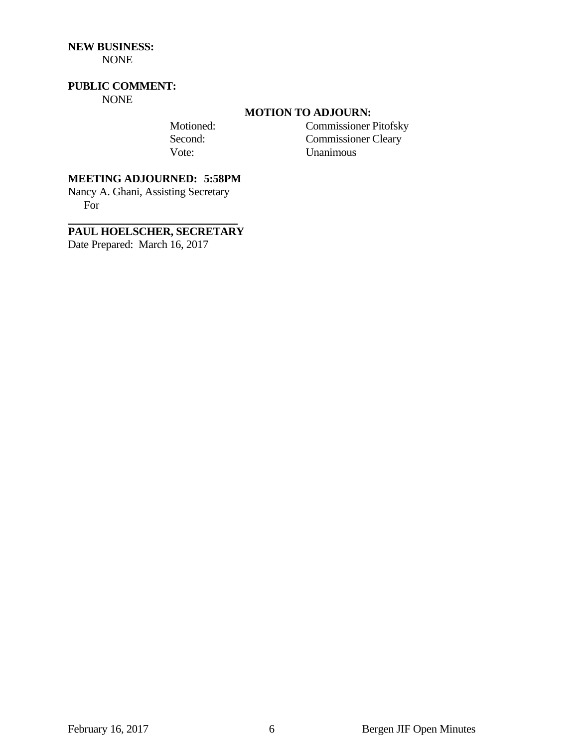**NEW BUSINESS:**
NONE

**PUBLIC COMMENT:**
NONE

**MOTION TO ADJOURN:**

| | |
|---|---|
| Motioned: | Commissioner Pitofsky |
| Second: | Commissioner Cleary |
| Vote: | Unanimous |

**MEETING ADJOURNED: 5:58PM**

Nancy A. Ghani, Assisting Secretary
For

______________________________

**PAUL HOELSCHER, SECRETARY**

Date Prepared: March 16, 2017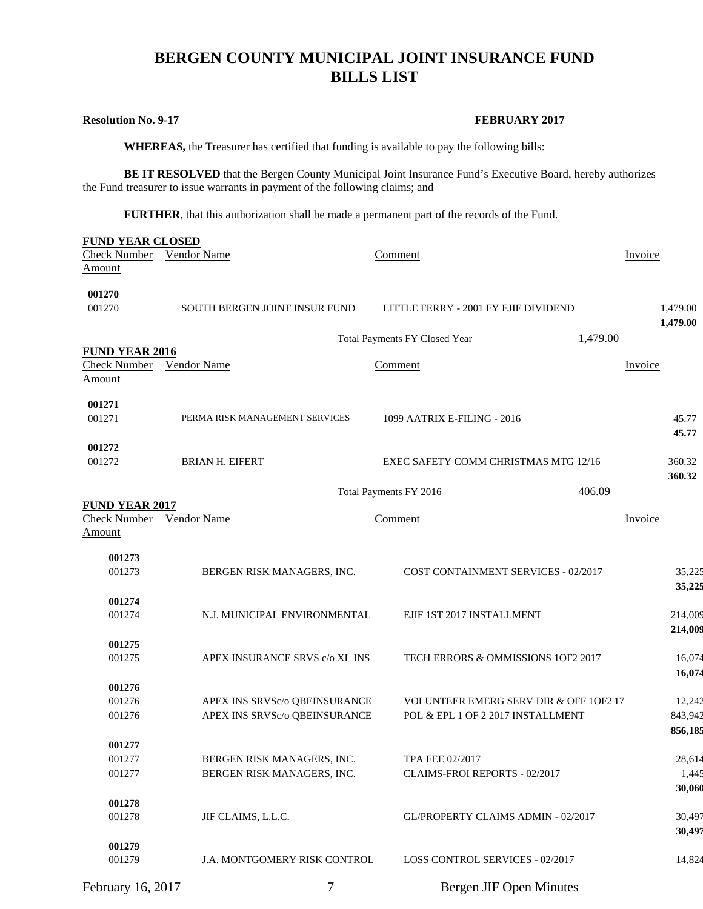# BERGEN COUNTY MUNICIPAL JOINT INSURANCE FUND
# BILLS LIST

**Resolution No. 9-17** **FEBRUARY 2017**

**WHEREAS,** the Treasurer has certified that funding is available to pay the following bills:

**BE IT RESOLVED** that the Bergen County Municipal Joint Insurance Fund's Executive Board, hereby authorizes the Fund treasurer to issue warrants in payment of the following claims; and

**FURTHER**, that this authorization shall be made a permanent part of the records of the Fund.

**FUND YEAR CLOSED**

| Check Number | Vendor Name | Comment | Invoice Amount |
|---|---|---|---|
| **001270** | | | |
| 001270 | SOUTH BERGEN JOINT INSUR FUND | LITTLE FERRY - 2001 FY EJIF DIVIDEND | 1,479.00 |
| | | | **1,479.00** |
| | | Total Payments FY Closed Year | 1,479.00 |

**FUND YEAR 2016**

| Check Number | Vendor Name | Comment | Invoice Amount |
|---|---|---|---|
| **001271** | | | |
| 001271 | PERMA RISK MANAGEMENT SERVICES | 1099 AATRIX E-FILING - 2016 | 45.77 |
| | | | **45.77** |
| **001272** | | | |
| 001272 | BRIAN H. EIFERT | EXEC SAFETY COMM CHRISTMAS MTG 12/16 | 360.32 |
| | | | **360.32** |
| | | Total Payments FY 2016 | 406.09 |

**FUND YEAR 2017**

| Check Number | Vendor Name | Comment | Invoice Amount |
|---|---|---|---|
| **001273** | | | |
| 001273 | BERGEN RISK MANAGERS, INC. | COST CONTAINMENT SERVICES - 02/2017 | 35,225 |
| | | | **35,225** |
| **001274** | | | |
| 001274 | N.J. MUNICIPAL ENVIRONMENTAL | EJIF 1ST 2017 INSTALLMENT | 214,009 |
| | | | **214,009** |
| **001275** | | | |
| 001275 | APEX INSURANCE SRVS c/o XL INS | TECH ERRORS & OMMISSIONS 1OF2 2017 | 16,074 |
| | | | **16,074** |
| **001276** | | | |
| 001276 | APEX INS SRVSc/o QBEINSURANCE | VOLUNTEER EMERG SERV DIR & OFF 1OF2'17 | 12,242 |
| 001276 | APEX INS SRVSc/o QBEINSURANCE | POL & EPL 1 OF 2 2017 INSTALLMENT | 843,942 |
| | | | **856,185** |
| **001277** | | | |
| 001277 | BERGEN RISK MANAGERS, INC. | TPA FEE 02/2017 | 28,614 |
| 001277 | BERGEN RISK MANAGERS, INC. | CLAIMS-FROI REPORTS - 02/2017 | 1,445 |
| | | | **30,060** |
| **001278** | | | |
| 001278 | JIF CLAIMS, L.L.C. | GL/PROPERTY CLAIMS ADMIN - 02/2017 | 30,497 |
| | | | **30,497** |
| **001279** | | | |
| 001279 | J.A. MONTGOMERY RISK CONTROL | LOSS CONTROL SERVICES - 02/2017 | 14,824 |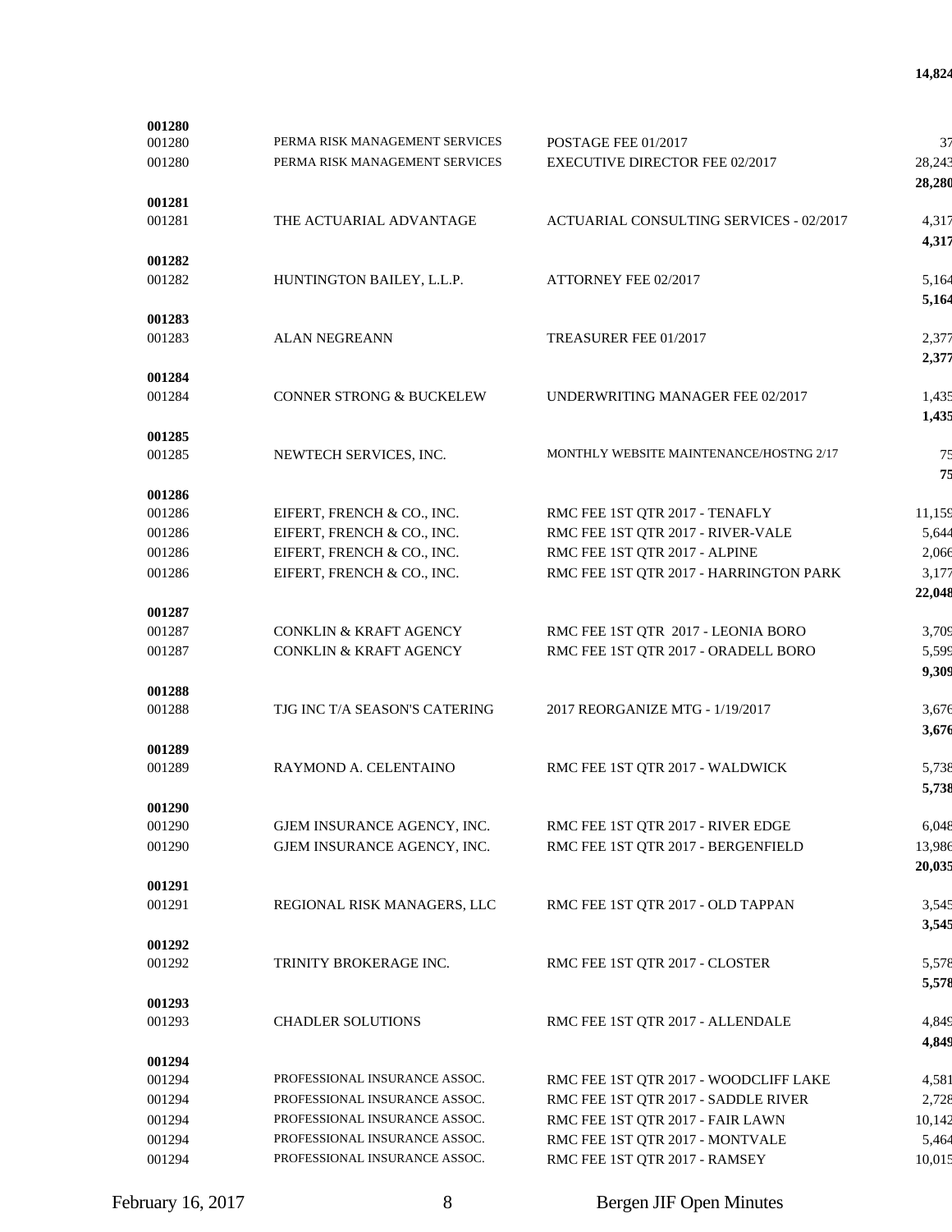| | | | **14,824** |
|---|---|---|---|
| **001280** | | | |
| 001280 | PERMA RISK MANAGEMENT SERVICES | POSTAGE FEE 01/2017 | 37 |
| 001280 | PERMA RISK MANAGEMENT SERVICES | EXECUTIVE DIRECTOR FEE 02/2017 | 28,243 |
| | | | **28,280** |
| **001281** | | | |
| 001281 | THE ACTUARIAL ADVANTAGE | ACTUARIAL CONSULTING SERVICES - 02/2017 | 4,317 |
| | | | **4,317** |
| **001282** | | | |
| 001282 | HUNTINGTON BAILEY, L.L.P. | ATTORNEY FEE 02/2017 | 5,164 |
| | | | **5,164** |
| **001283** | | | |
| 001283 | ALAN NEGREANN | TREASURER FEE 01/2017 | 2,377 |
| | | | **2,377** |
| **001284** | | | |
| 001284 | CONNER STRONG & BUCKELEW | UNDERWRITING MANAGER FEE 02/2017 | 1,435 |
| | | | **1,435** |
| **001285** | | | |
| 001285 | NEWTECH SERVICES, INC. | MONTHLY WEBSITE MAINTENANCE/HOSTNG 2/17 | 75 |
| | | | **75** |
| **001286** | | | |
| 001286 | EIFERT, FRENCH & CO., INC. | RMC FEE 1ST QTR 2017 - TENAFLY | 11,159 |
| 001286 | EIFERT, FRENCH & CO., INC. | RMC FEE 1ST QTR 2017 - RIVER-VALE | 5,644 |
| 001286 | EIFERT, FRENCH & CO., INC. | RMC FEE 1ST QTR 2017 - ALPINE | 2,066 |
| 001286 | EIFERT, FRENCH & CO., INC. | RMC FEE 1ST QTR 2017 - HARRINGTON PARK | 3,177 |
| | | | **22,048** |
| **001287** | | | |
| 001287 | CONKLIN & KRAFT AGENCY | RMC FEE 1ST QTR 2017 - LEONIA BORO | 3,709 |
| 001287 | CONKLIN & KRAFT AGENCY | RMC FEE 1ST QTR 2017 - ORADELL BORO | 5,599 |
| | | | **9,309** |
| **001288** | | | |
| 001288 | TJG INC T/A SEASON'S CATERING | 2017 REORGANIZE MTG - 1/19/2017 | 3,676 |
| | | | **3,676** |
| **001289** | | | |
| 001289 | RAYMOND A. CELENTAINO | RMC FEE 1ST QTR 2017 - WALDWICK | 5,738 |
| | | | **5,738** |
| **001290** | | | |
| 001290 | GJEM INSURANCE AGENCY, INC. | RMC FEE 1ST QTR 2017 - RIVER EDGE | 6,048 |
| 001290 | GJEM INSURANCE AGENCY, INC. | RMC FEE 1ST QTR 2017 - BERGENFIELD | 13,986 |
| | | | **20,035** |
| **001291** | | | |
| 001291 | REGIONAL RISK MANAGERS, LLC | RMC FEE 1ST QTR 2017 - OLD TAPPAN | 3,545 |
| | | | **3,545** |
| **001292** | | | |
| 001292 | TRINITY BROKERAGE INC. | RMC FEE 1ST QTR 2017 - CLOSTER | 5,578 |
| | | | **5,578** |
| **001293** | | | |
| 001293 | CHADLER SOLUTIONS | RMC FEE 1ST QTR 2017 - ALLENDALE | 4,849 |
| | | | **4,849** |
| **001294** | | | |
| 001294 | PROFESSIONAL INSURANCE ASSOC. | RMC FEE 1ST QTR 2017 - WOODCLIFF LAKE | 4,581 |
| 001294 | PROFESSIONAL INSURANCE ASSOC. | RMC FEE 1ST QTR 2017 - SADDLE RIVER | 2,728 |
| 001294 | PROFESSIONAL INSURANCE ASSOC. | RMC FEE 1ST QTR 2017 - FAIR LAWN | 10,142 |
| 001294 | PROFESSIONAL INSURANCE ASSOC. | RMC FEE 1ST QTR 2017 - MONTVALE | 5,464 |
| 001294 | PROFESSIONAL INSURANCE ASSOC. | RMC FEE 1ST QTR 2017 - RAMSEY | 10,015 |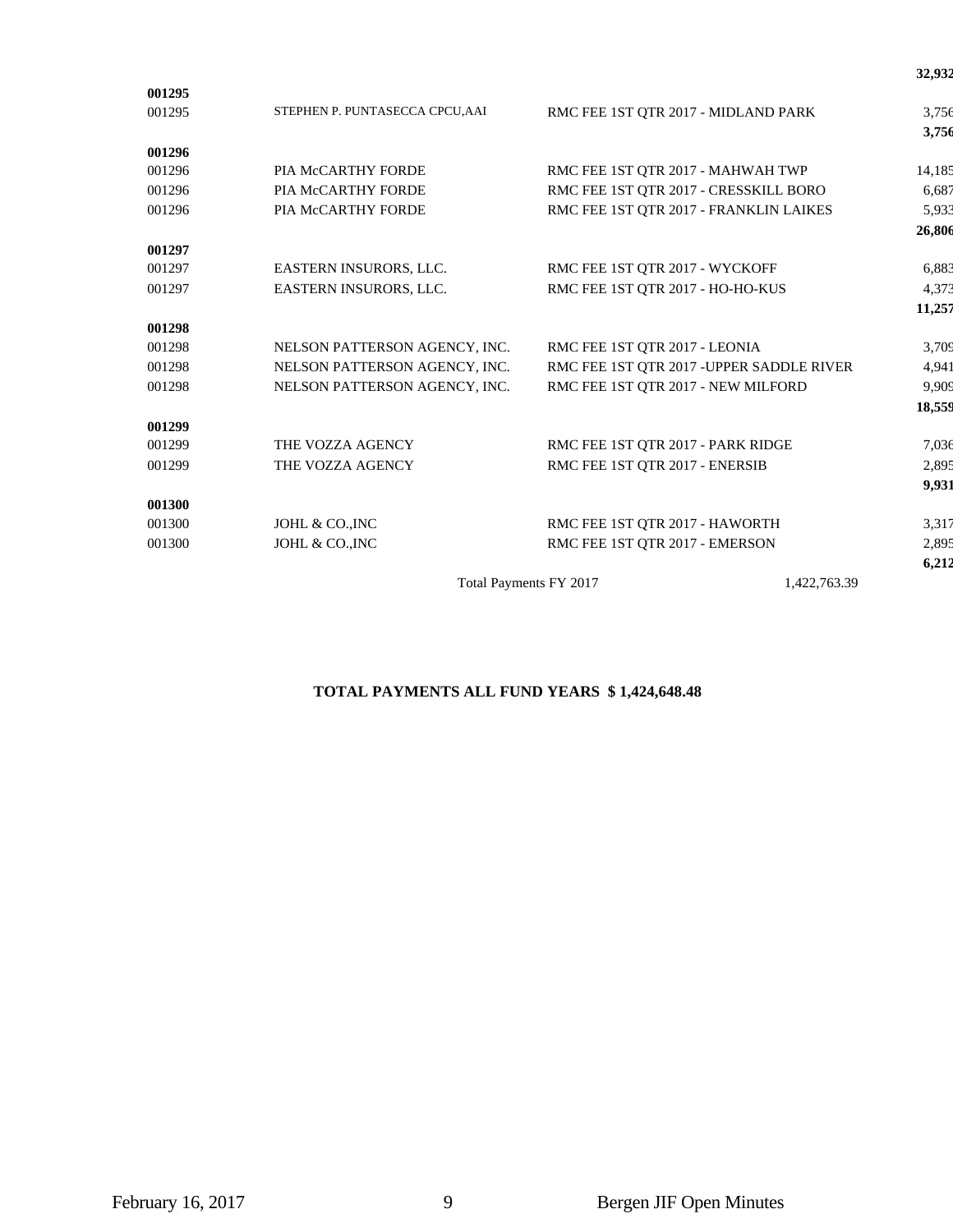| | | | |
|---|---|---|---|
| | | | **32,932** |
| **001295** | | | |
| 001295 | STEPHEN P. PUNTASECCA CPCU,AAI | RMC FEE 1ST QTR 2017 - MIDLAND PARK | 3,756 |
| | | | **3,756** |
| **001296** | | | |
| 001296 | PIA McCARTHY FORDE | RMC FEE 1ST QTR 2017 - MAHWAH TWP | 14,185 |
| 001296 | PIA McCARTHY FORDE | RMC FEE 1ST QTR 2017 - CRESSKILL BORO | 6,687 |
| 001296 | PIA McCARTHY FORDE | RMC FEE 1ST QTR 2017 - FRANKLIN LAIKES | 5,933 |
| | | | **26,806** |
| **001297** | | | |
| 001297 | EASTERN INSURORS, LLC. | RMC FEE 1ST QTR 2017 - WYCKOFF | 6,883 |
| 001297 | EASTERN INSURORS, LLC. | RMC FEE 1ST QTR 2017 - HO-HO-KUS | 4,373 |
| | | | **11,257** |
| **001298** | | | |
| 001298 | NELSON PATTERSON AGENCY, INC. | RMC FEE 1ST QTR 2017 - LEONIA | 3,709 |
| 001298 | NELSON PATTERSON AGENCY, INC. | RMC FEE 1ST QTR 2017 -UPPER SADDLE RIVER | 4,941 |
| 001298 | NELSON PATTERSON AGENCY, INC. | RMC FEE 1ST QTR 2017 - NEW MILFORD | 9,909 |
| | | | **18,559** |
| **001299** | | | |
| 001299 | THE VOZZA AGENCY | RMC FEE 1ST QTR 2017 - PARK RIDGE | 7,036 |
| 001299 | THE VOZZA AGENCY | RMC FEE 1ST QTR 2017 - ENERSIB | 2,895 |
| | | | **9,931** |
| **001300** | | | |
| 001300 | JOHL & CO.,INC | RMC FEE 1ST QTR 2017 - HAWORTH | 3,317 |
| 001300 | JOHL & CO.,INC | RMC FEE 1ST QTR 2017 - EMERSON | 2,895 |
| | | | **6,212** |
| | | Total Payments FY 2017 | 1,422,763.39 |

**TOTAL PAYMENTS ALL FUND YEARS $ 1,424,648.48**